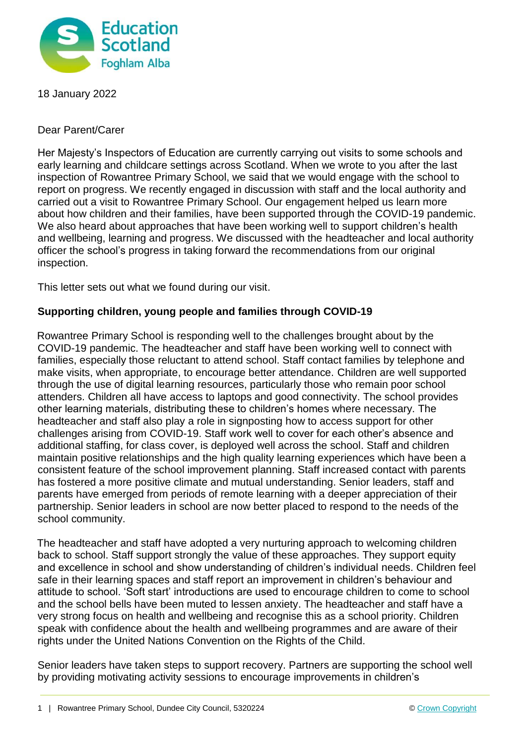18 January 2022

Dear Parent/Carer

Her Majesty's Inspectors of Education are currently carrying out visits to some schools and early learning and childcare settings across Scotland. When we wrote to you after the last inspection of Rowantree Primary School, we said that we would engage with the school to report on progress. We recently engaged in discussion with staff and the local authority and carried out a visit to Rowantree Primary School. Our engagement helped us learn more about how children and their families, have been supported through the COVID-19 pandemic. We also heard about approaches that have been working well to support children's health and wellbeing, learning and progress. We discussed with the headteacher and local authority officer the school's progress in taking forward the recommendations from our original inspection.

This letter sets out what we found during our visit.

**Supporting children, young people and families through COVID-19**

Rowantree Primary School is responding well to the challenges brought about by the COVID-19 pandemic. The headteacher and staff have been working well to connect with families, especially those reluctant to attend school. Staff contact families by telephone and make visits, when appropriate, to encourage better attendance. Children are well supported through the use of digital learning resources, particularly those who remain poor school attenders. Children all have access to laptops and good connectivity. The school provides other learning materials, distributing these to children's homes where necessary. The headteacher and staff also play a role in signposting how to access support for other challenges arising from COVID-19. Staff work well to cover for each other's absence and additional staffing, for class cover, is deployed well across the school. Staff and children maintain positive relationships and the high quality learning experiences which have been a consistent feature of the school improvement planning. Staff increased contact with parents has fostered a more positive climate and mutual understanding. Senior leaders, staff and parents have emerged from periods of remote learning with a deeper appreciation of their partnership. Senior leaders in school are now better placed to respond to the needs of the school community.

The headteacher and staff have adopted a very nurturing approach to welcoming children back to school. Staff support strongly the value of these approaches. They support equity and excellence in school and show understanding of children's individual needs. Children feel safe in their learning spaces and staff report an improvement in children's behaviour and attitude to school. 'Soft start' introductions are used to encourage children to come to school and the school bells have been muted to lessen anxiety. The headteacher and staff have a very strong focus on health and wellbeing and recognise this as a school priority. Children speak with confidence about the health and wellbeing programmes and are aware of their rights under the United Nations Convention on the Rights of the Child.

Senior leaders have taken steps to support recovery. Partners are supporting the school well by providing motivating activity sessions to encourage improvements in children's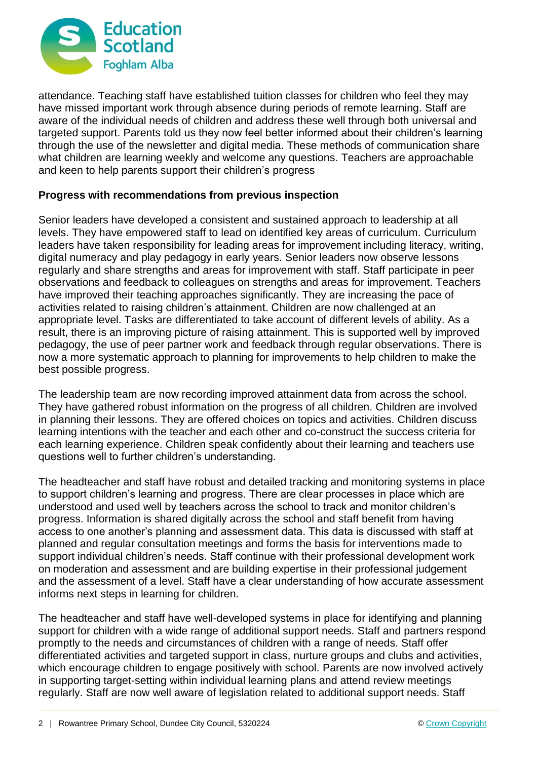attendance. Teaching staff have established tuition classes for children who feel they may have missed important work through absence during periods of remote learning. Staff are aware of the individual needs of children and address these well through both universal and targeted support. Parents told us they now feel better informed about their children's learning through the use of the newsletter and digital media. These methods of communication share what children are learning weekly and welcome any questions. Teachers are approachable and keen to help parents support their children's progress

**Progress with recommendations from previous inspection**

Senior leaders have developed a consistent and sustained approach to leadership at all levels. They have empowered staff to lead on identified key areas of curriculum. Curriculum leaders have taken responsibility for leading areas for improvement including literacy, writing, digital numeracy and play pedagogy in early years. Senior leaders now observe lessons regularly and share strengths and areas for improvement with staff. Staff participate in peer observations and feedback to colleagues on strengths and areas for improvement. Teachers have improved their teaching approaches significantly. They are increasing the pace of activities related to raising children's attainment. Children are now challenged at an appropriate level. Tasks are differentiated to take account of different levels of ability. As a result, there is an improving picture of raising attainment. This is supported well by improved pedagogy, the use of peer partner work and feedback through regular observations. There is now a more systematic approach to planning for improvements to help children to make the best possible progress.

The leadership team are now recording improved attainment data from across the school. They have gathered robust information on the progress of all children. Children are involved in planning their lessons. They are offered choices on topics and activities. Children discuss learning intentions with the teacher and each other and co-construct the success criteria for each learning experience. Children speak confidently about their learning and teachers use questions well to further children's understanding.

The headteacher and staff have robust and detailed tracking and monitoring systems in place to support children's learning and progress. There are clear processes in place which are understood and used well by teachers across the school to track and monitor children's progress. Information is shared digitally across the school and staff benefit from having access to one another's planning and assessment data. This data is discussed with staff at planned and regular consultation meetings and forms the basis for interventions made to support individual children's needs. Staff continue with their professional development work on moderation and assessment and are building expertise in their professional judgement and the assessment of a level. Staff have a clear understanding of how accurate assessment informs next steps in learning for children.

The headteacher and staff have well-developed systems in place for identifying and planning support for children with a wide range of additional support needs. Staff and partners respond promptly to the needs and circumstances of children with a range of needs. Staff offer differentiated activities and targeted support in class, nurture groups and clubs and activities, which encourage children to engage positively with school. Parents are now involved actively in supporting target-setting within individual learning plans and attend review meetings regularly. Staff are now well aware of legislation related to additional support needs. Staff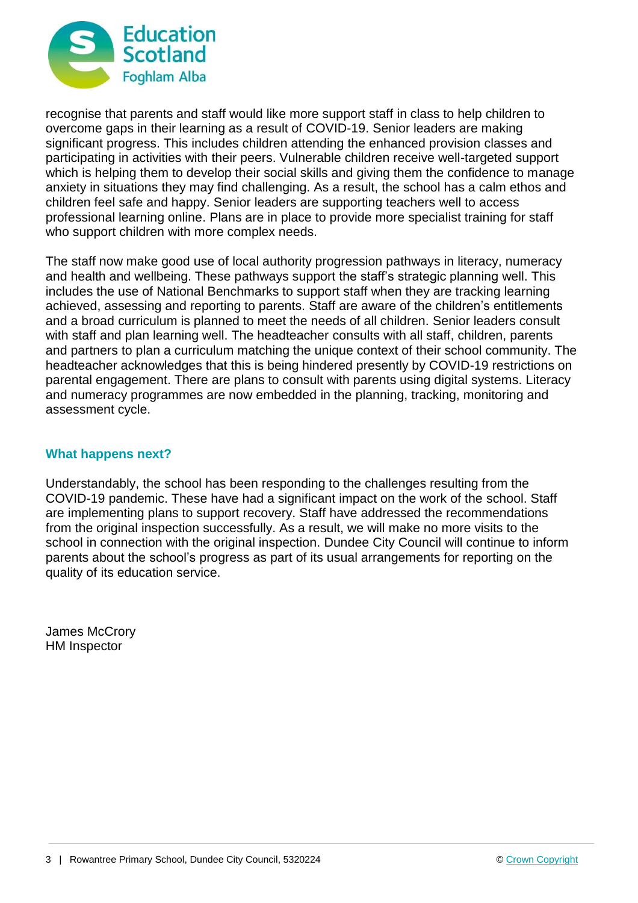recognise that parents and staff would like more support staff in class to help children to overcome gaps in their learning as a result of COVID-19. Senior leaders are making significant progress. This includes children attending the enhanced provision classes and participating in activities with their peers. Vulnerable children receive well-targeted support which is helping them to develop their social skills and giving them the confidence to manage anxiety in situations they may find challenging. As a result, the school has a calm ethos and children feel safe and happy. Senior leaders are supporting teachers well to access professional learning online. Plans are in place to provide more specialist training for staff who support children with more complex needs.

The staff now make good use of local authority progression pathways in literacy, numeracy and health and wellbeing. These pathways support the staff's strategic planning well. This includes the use of National Benchmarks to support staff when they are tracking learning achieved, assessing and reporting to parents. Staff are aware of the children's entitlements and a broad curriculum is planned to meet the needs of all children. Senior leaders consult with staff and plan learning well. The headteacher consults with all staff, children, parents and partners to plan a curriculum matching the unique context of their school community. The headteacher acknowledges that this is being hindered presently by COVID-19 restrictions on parental engagement. There are plans to consult with parents using digital systems. Literacy and numeracy programmes are now embedded in the planning, tracking, monitoring and assessment cycle.

## What happens next?

Understandably, the school has been responding to the challenges resulting from the COVID-19 pandemic. These have had a significant impact on the work of the school. Staff are implementing plans to support recovery. Staff have addressed the recommendations from the original inspection successfully. As a result, we will make no more visits to the school in connection with the original inspection. Dundee City Council will continue to inform parents about the school's progress as part of its usual arrangements for reporting on the quality of its education service.

James McCrory
HM Inspector